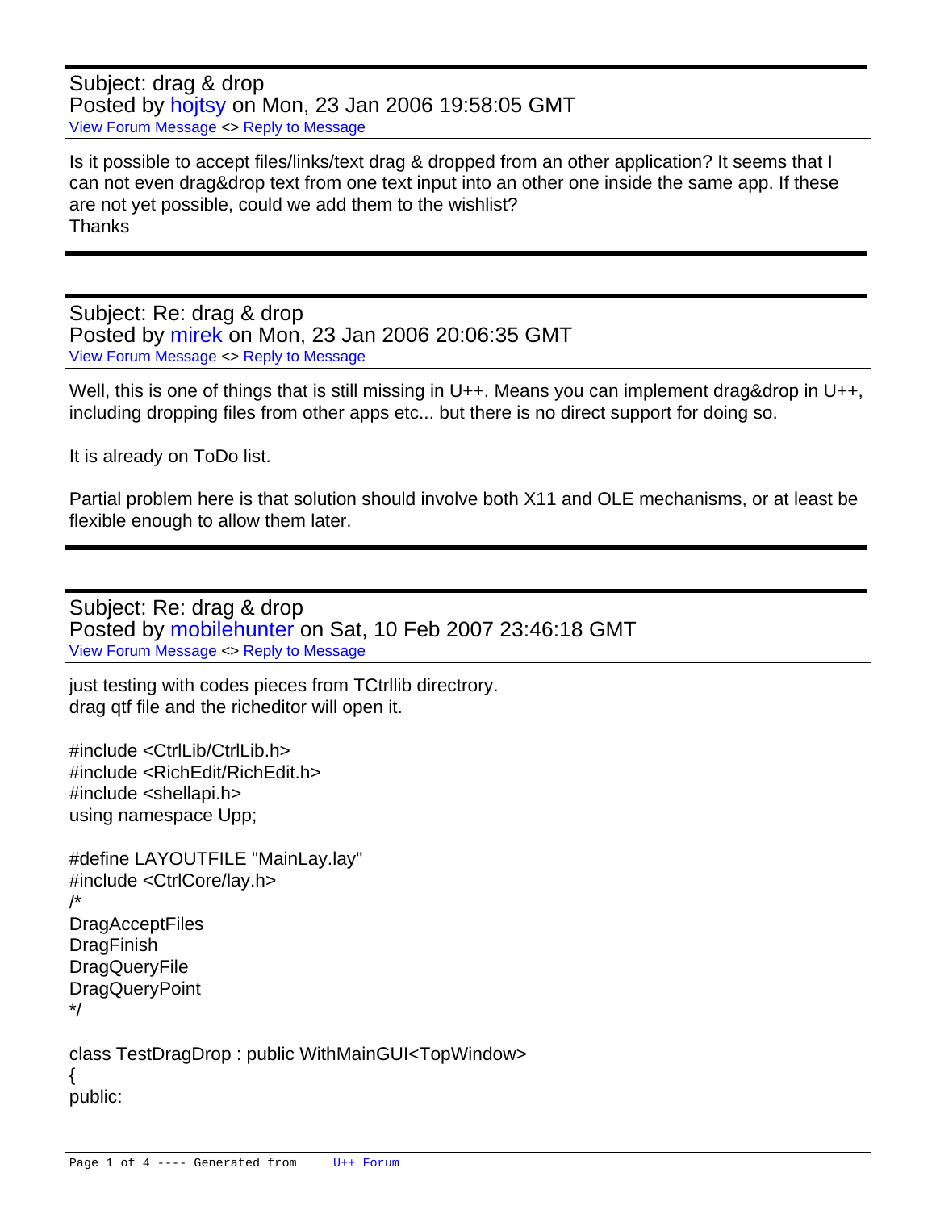Subject: drag & drop
Posted by hojtsy on Mon, 23 Jan 2006 19:58:05 GMT
View Forum Message <> Reply to Message

Is it possible to accept files/links/text drag & dropped from an other application? It seems that I can not even drag&drop text from one text input into an other one inside the same app. If these are not yet possible, could we add them to the wishlist?
Thanks

---

Subject: Re: drag & drop
Posted by mirek on Mon, 23 Jan 2006 20:06:35 GMT
View Forum Message <> Reply to Message

Well, this is one of things that is still missing in U++. Means you can implement drag&drop in U++, including dropping files from other apps etc... but there is no direct support for doing so.

It is already on ToDo list.

Partial problem here is that solution should involve both X11 and OLE mechanisms, or at least be flexible enough to allow them later.

---

Subject: Re: drag & drop
Posted by mobilehunter on Sat, 10 Feb 2007 23:46:18 GMT
View Forum Message <> Reply to Message

just testing with codes pieces from TCtrllib directory.
drag qtf file and the richeditor will open it.

```
#include <CtrlLib/CtrlLib.h>
#include <RichEdit/RichEdit.h>
#include <shellapi.h>
using namespace Upp;

#define LAYOUTFILE "MainLay.lay"
#include <CtrlCore/lay.h>
/*
DragAcceptFiles
DragFinish
DragQueryFile
DragQueryPoint
*/

class TestDragDrop : public WithMainGUI<TopWindow>
{
public:
```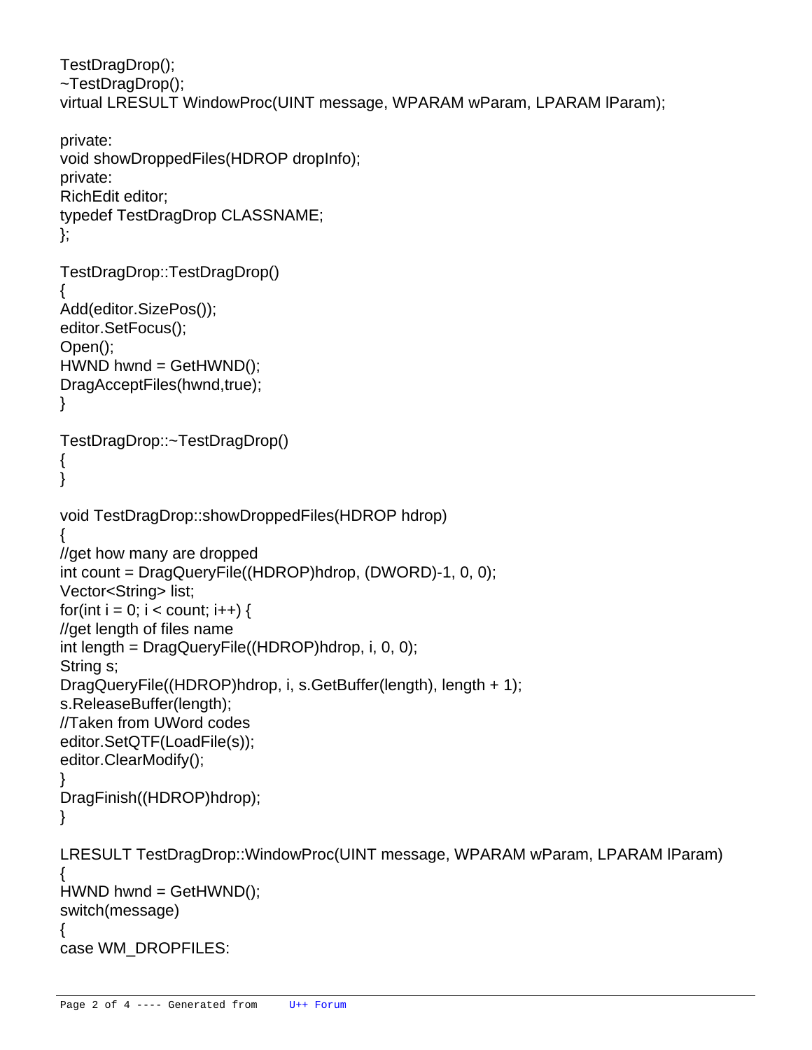```
TestDragDrop();
~TestDragDrop();
virtual LRESULT WindowProc(UINT message, WPARAM wParam, LPARAM lParam);

private:
void showDroppedFiles(HDROP dropInfo);
private:
RichEdit editor;
typedef TestDragDrop CLASSNAME;
};

TestDragDrop::TestDragDrop()
{
Add(editor.SizePos());
editor.SetFocus();
Open();
HWND hwnd = GetHWND();
DragAcceptFiles(hwnd,true);
}

TestDragDrop::~TestDragDrop()
{
}

void TestDragDrop::showDroppedFiles(HDROP hdrop)
{
//get how many are dropped
int count = DragQueryFile((HDROP)hdrop, (DWORD)-1, 0, 0);
Vector<String> list;
for(int i = 0; i < count; i++) {
//get length of files name
int length = DragQueryFile((HDROP)hdrop, i, 0, 0);
String s;
DragQueryFile((HDROP)hdrop, i, s.GetBuffer(length), length + 1);
s.ReleaseBuffer(length);
//Taken from UWord codes
editor.SetQTF(LoadFile(s));
editor.ClearModify();
}
DragFinish((HDROP)hdrop);
}

LRESULT TestDragDrop::WindowProc(UINT message, WPARAM wParam, LPARAM lParam)
{
HWND hwnd = GetHWND();
switch(message)
{
case WM_DROPFILES:
```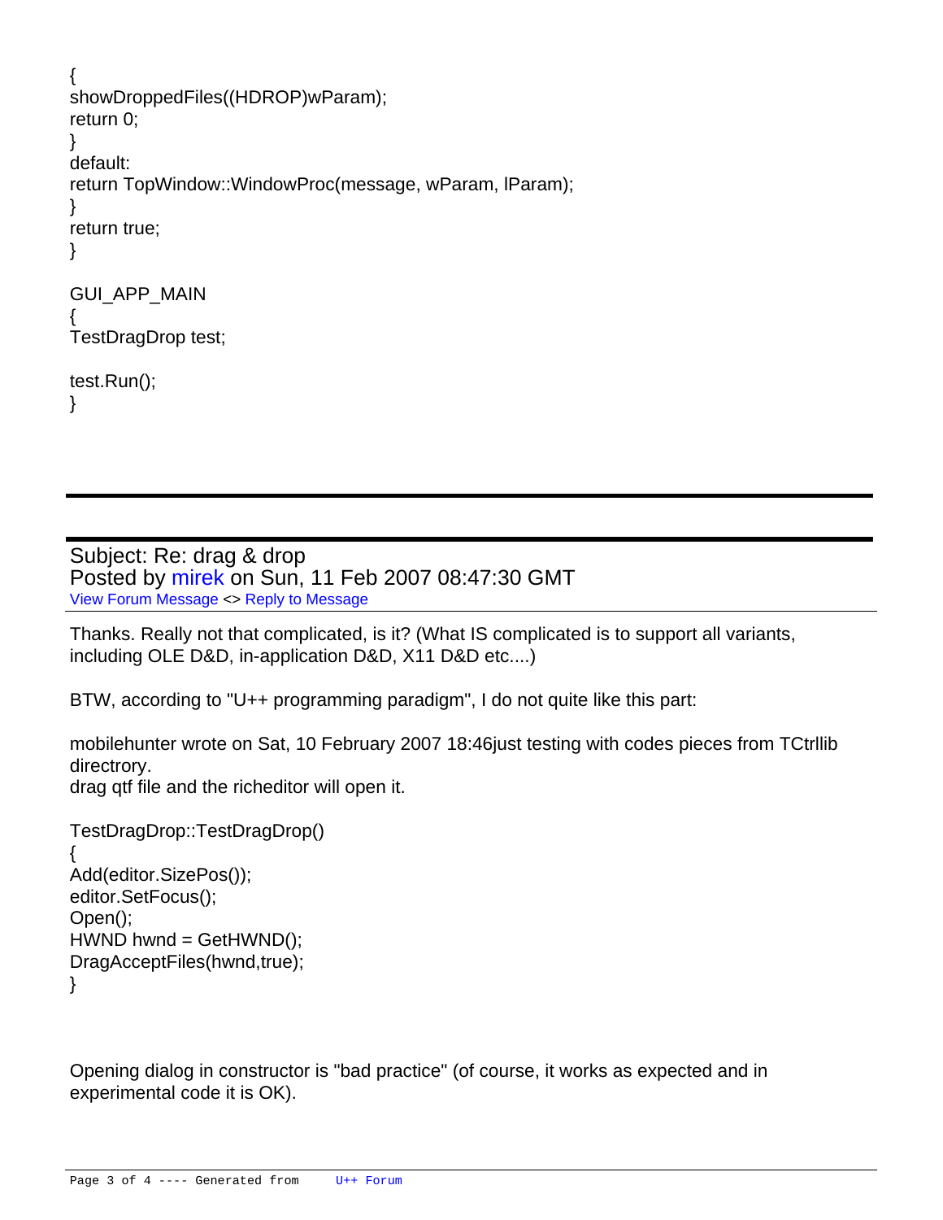```
{
showDroppedFiles((HDROP)wParam);
return 0;
}
default:
return TopWindow::WindowProc(message, wParam, lParam);
}
return true;
}

GUI_APP_MAIN
{
TestDragDrop test;

test.Run();
}
```

---

Subject: Re: drag & drop
Posted by mirek on Sun, 11 Feb 2007 08:47:30 GMT
View Forum Message <> Reply to Message

Thanks. Really not that complicated, is it? (What IS complicated is to support all variants, including OLE D&D, in-application D&D, X11 D&D etc....)

BTW, according to "U++ programming paradigm", I do not quite like this part:

mobilehunter wrote on Sat, 10 February 2007 18:46just testing with codes pieces from TCtrllib directory.
drag qtf file and the richeditor will open it.

```
TestDragDrop::TestDragDrop()
{
Add(editor.SizePos());
editor.SetFocus();
Open();
HWND hwnd = GetHWND();
DragAcceptFiles(hwnd,true);
}
```

Opening dialog in constructor is "bad practice" (of course, it works as expected and in experimental code it is OK).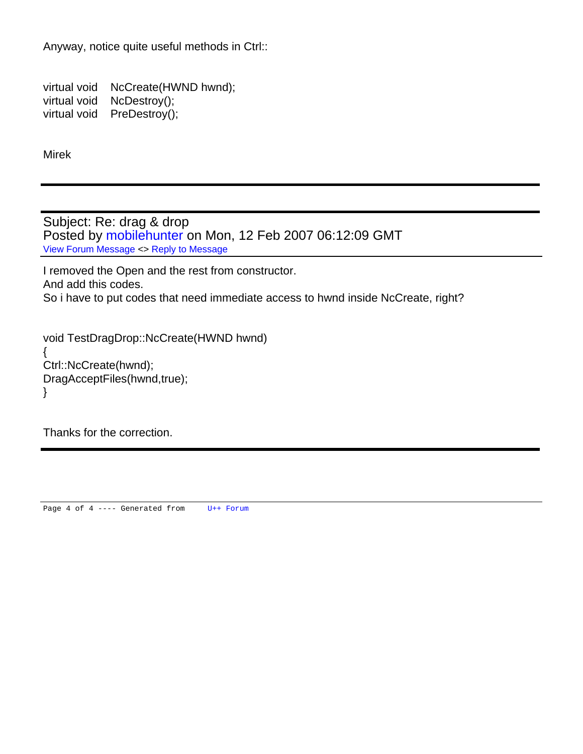Anyway, notice quite useful methods in Ctrl::

```
virtual void    NcCreate(HWND hwnd);
virtual void    NcDestroy();
virtual void    PreDestroy();
```

Mirek

---

## Subject: Re: drag & drop
Posted by mobilehunter on Mon, 12 Feb 2007 06:12:09 GMT
View Forum Message <> Reply to Message

I removed the Open and the rest from constructor.
And add this codes.
So i have to put codes that need immediate access to hwnd inside NcCreate, right?

```
void TestDragDrop::NcCreate(HWND hwnd)
{
Ctrl::NcCreate(hwnd);
DragAcceptFiles(hwnd,true);
}
```

Thanks for the correction.